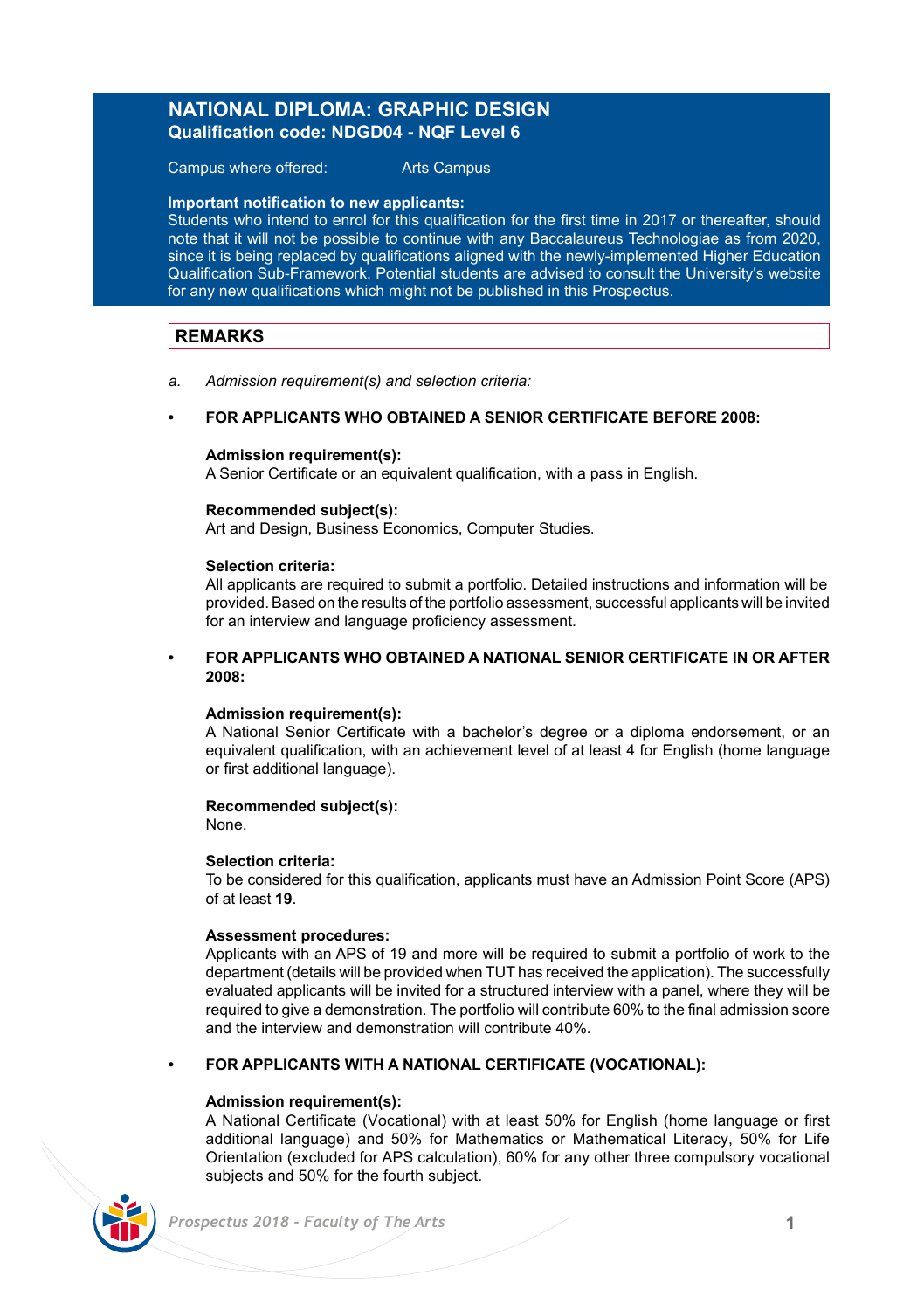# NATIONAL DIPLOMA: GRAPHIC DESIGN

**Qualification code: NDGD04 - NQF Level 6**

Campus where offered: Arts Campus

**Important notification to new applicants:**
Students who intend to enrol for this qualification for the first time in 2017 or thereafter, should note that it will not be possible to continue with any Baccalaureus Technologiae as from 2020, since it is being replaced by qualifications aligned with the newly-implemented Higher Education Qualification Sub-Framework. Potential students are advised to consult the University's website for any new qualifications which might not be published in this Prospectus.

## REMARKS

a. *Admission requirement(s) and selection criteria:*

- **FOR APPLICANTS WHO OBTAINED A SENIOR CERTIFICATE BEFORE 2008:**

  **Admission requirement(s):**
  A Senior Certificate or an equivalent qualification, with a pass in English.

  **Recommended subject(s):**
  Art and Design, Business Economics, Computer Studies.

  **Selection criteria:**
  All applicants are required to submit a portfolio. Detailed instructions and information will be provided. Based on the results of the portfolio assessment, successful applicants will be invited for an interview and language proficiency assessment.

- **FOR APPLICANTS WHO OBTAINED A NATIONAL SENIOR CERTIFICATE IN OR AFTER 2008:**

  **Admission requirement(s):**
  A National Senior Certificate with a bachelor's degree or a diploma endorsement, or an equivalent qualification, with an achievement level of at least 4 for English (home language or first additional language).

  **Recommended subject(s):**
  None.

  **Selection criteria:**
  To be considered for this qualification, applicants must have an Admission Point Score (APS) of at least **19**.

  **Assessment procedures:**
  Applicants with an APS of 19 and more will be required to submit a portfolio of work to the department (details will be provided when TUT has received the application). The successfully evaluated applicants will be invited for a structured interview with a panel, where they will be required to give a demonstration. The portfolio will contribute 60% to the final admission score and the interview and demonstration will contribute 40%.

- **FOR APPLICANTS WITH A NATIONAL CERTIFICATE (VOCATIONAL):**

  **Admission requirement(s):**
  A National Certificate (Vocational) with at least 50% for English (home language or first additional language) and 50% for Mathematics or Mathematical Literacy, 50% for Life Orientation (excluded for APS calculation), 60% for any other three compulsory vocational subjects and 50% for the fourth subject.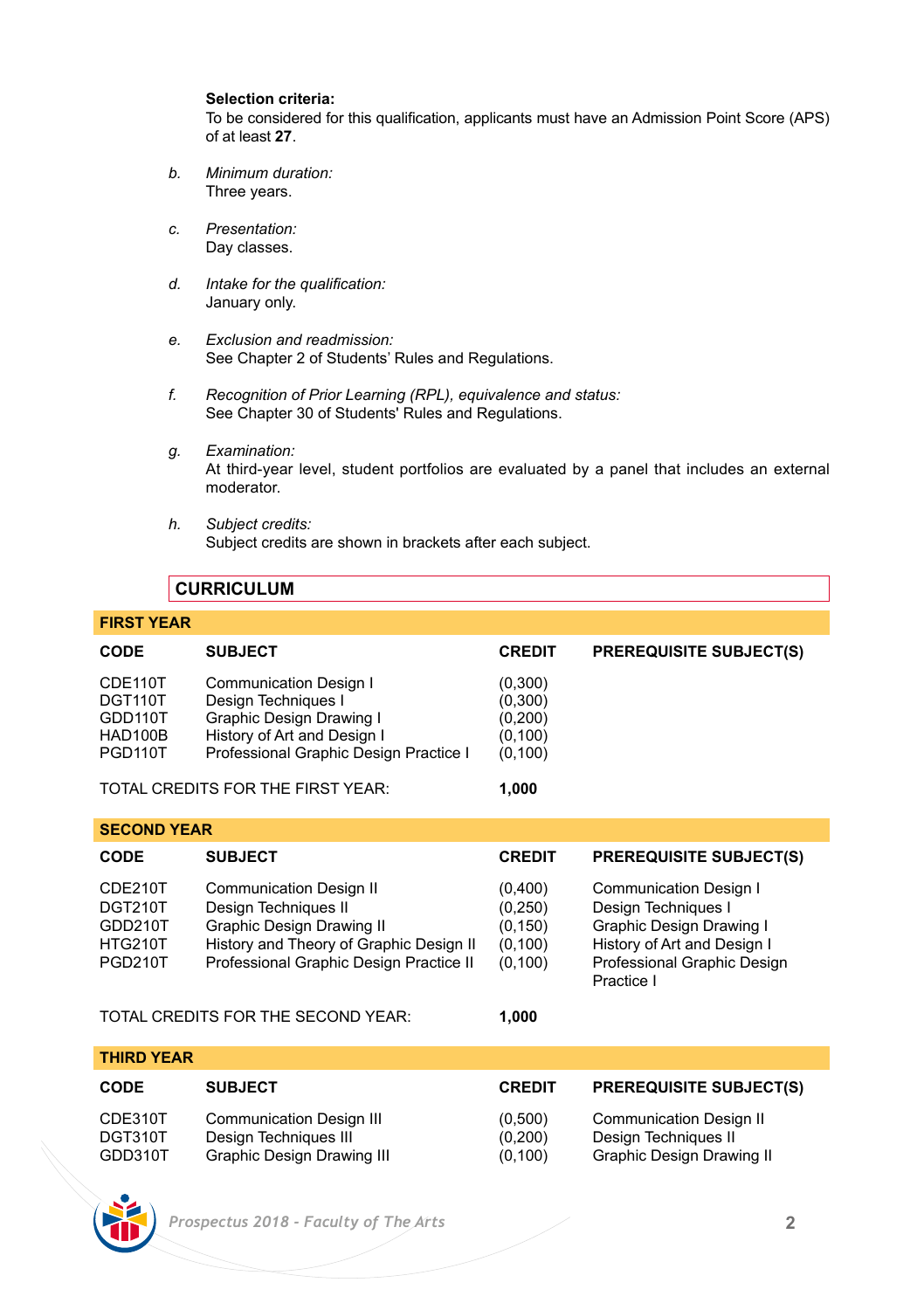**Selection criteria:**
To be considered for this qualification, applicants must have an Admission Point Score (APS) of at least **27**.

*b.* *Minimum duration:*
Three years.

*c.* *Presentation:*
Day classes.

*d.* *Intake for the qualification:*
January only.

*e.* *Exclusion and readmission:*
See Chapter 2 of Students' Rules and Regulations.

*f.* *Recognition of Prior Learning (RPL), equivalence and status:*
See Chapter 30 of Students' Rules and Regulations.

*g.* *Examination:*
At third-year level, student portfolios are evaluated by a panel that includes an external moderator.

*h.* *Subject credits:*
Subject credits are shown in brackets after each subject.

## CURRICULUM

### FIRST YEAR

| CODE | SUBJECT | CREDIT | PREREQUISITE SUBJECT(S) |
|---|---|---|---|
| CDE110T | Communication Design I | (0,300) | |
| DGT110T | Design Techniques I | (0,300) | |
| GDD110T | Graphic Design Drawing I | (0,200) | |
| HAD100B | History of Art and Design I | (0,100) | |
| PGD110T | Professional Graphic Design Practice I | (0,100) | |
| TOTAL CREDITS FOR THE FIRST YEAR: | | **1,000** | |

### SECOND YEAR

| CODE | SUBJECT | CREDIT | PREREQUISITE SUBJECT(S) |
|---|---|---|---|
| CDE210T | Communication Design II | (0,400) | Communication Design I |
| DGT210T | Design Techniques II | (0,250) | Design Techniques I |
| GDD210T | Graphic Design Drawing II | (0,150) | Graphic Design Drawing I |
| HTG210T | History and Theory of Graphic Design II | (0,100) | History of Art and Design I |
| PGD210T | Professional Graphic Design Practice II | (0,100) | Professional Graphic Design Practice I |
| TOTAL CREDITS FOR THE SECOND YEAR: | | **1,000** | |

### THIRD YEAR

| CODE | SUBJECT | CREDIT | PREREQUISITE SUBJECT(S) |
|---|---|---|---|
| CDE310T | Communication Design III | (0,500) | Communication Design II |
| DGT310T | Design Techniques III | (0,200) | Design Techniques II |
| GDD310T | Graphic Design Drawing III | (0,100) | Graphic Design Drawing II |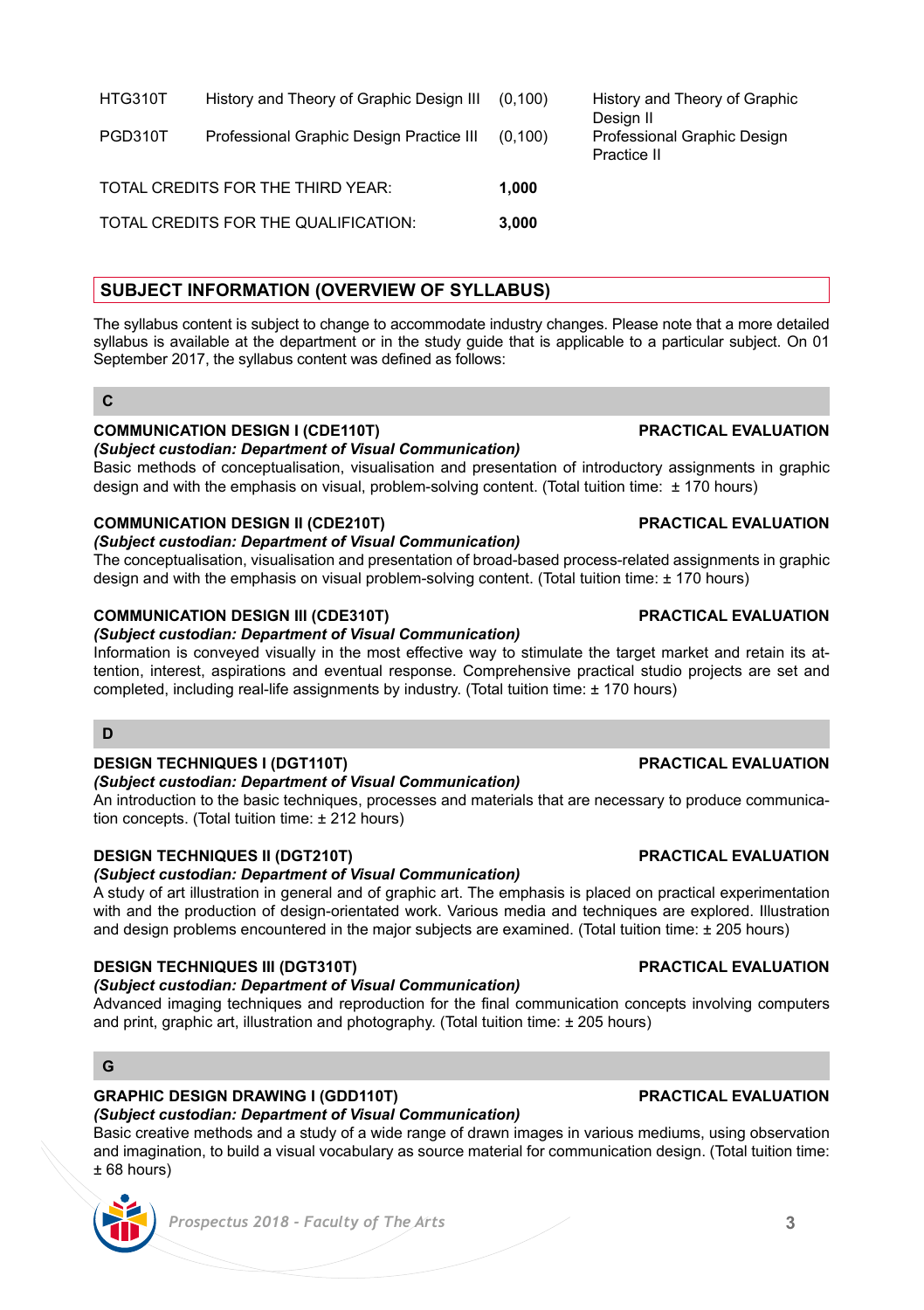| | | | |
|---|---|---|---|
| HTG310T | History and Theory of Graphic Design III | (0,100) | History and Theory of Graphic Design II |
| PGD310T | Professional Graphic Design Practice III | (0,100) | Professional Graphic Design Practice II |
| TOTAL CREDITS FOR THE THIRD YEAR: | | 1,000 | |
| TOTAL CREDITS FOR THE QUALIFICATION: | | 3,000 | |

## SUBJECT INFORMATION (OVERVIEW OF SYLLABUS)

The syllabus content is subject to change to accommodate industry changes. Please note that a more detailed syllabus is available at the department or in the study guide that is applicable to a particular subject. On 01 September 2017, the syllabus content was defined as follows:

### C

**COMMUNICATION DESIGN I (CDE110T)** **PRACTICAL EVALUATION**
***(Subject custodian: Department of Visual Communication)***
Basic methods of conceptualisation, visualisation and presentation of introductory assignments in graphic design and with the emphasis on visual, problem-solving content. (Total tuition time: ± 170 hours)

**COMMUNICATION DESIGN II (CDE210T)** **PRACTICAL EVALUATION**
***(Subject custodian: Department of Visual Communication)***
The conceptualisation, visualisation and presentation of broad-based process-related assignments in graphic design and with the emphasis on visual problem-solving content. (Total tuition time: ± 170 hours)

**COMMUNICATION DESIGN III (CDE310T)** **PRACTICAL EVALUATION**
***(Subject custodian: Department of Visual Communication)***
Information is conveyed visually in the most effective way to stimulate the target market and retain its attention, interest, aspirations and eventual response. Comprehensive practical studio projects are set and completed, including real-life assignments by industry. (Total tuition time: ± 170 hours)

### D

**DESIGN TECHNIQUES I (DGT110T)** **PRACTICAL EVALUATION**
***(Subject custodian: Department of Visual Communication)***
An introduction to the basic techniques, processes and materials that are necessary to produce communication concepts. (Total tuition time: ± 212 hours)

**DESIGN TECHNIQUES II (DGT210T)** **PRACTICAL EVALUATION**
***(Subject custodian: Department of Visual Communication)***
A study of art illustration in general and of graphic art. The emphasis is placed on practical experimentation with and the production of design-orientated work. Various media and techniques are explored. Illustration and design problems encountered in the major subjects are examined. (Total tuition time: ± 205 hours)

**DESIGN TECHNIQUES III (DGT310T)** **PRACTICAL EVALUATION**
***(Subject custodian: Department of Visual Communication)***
Advanced imaging techniques and reproduction for the final communication concepts involving computers and print, graphic art, illustration and photography. (Total tuition time: ± 205 hours)

### G

**GRAPHIC DESIGN DRAWING I (GDD110T)** **PRACTICAL EVALUATION**
***(Subject custodian: Department of Visual Communication)***
Basic creative methods and a study of a wide range of drawn images in various mediums, using observation and imagination, to build a visual vocabulary as source material for communication design. (Total tuition time: ± 68 hours)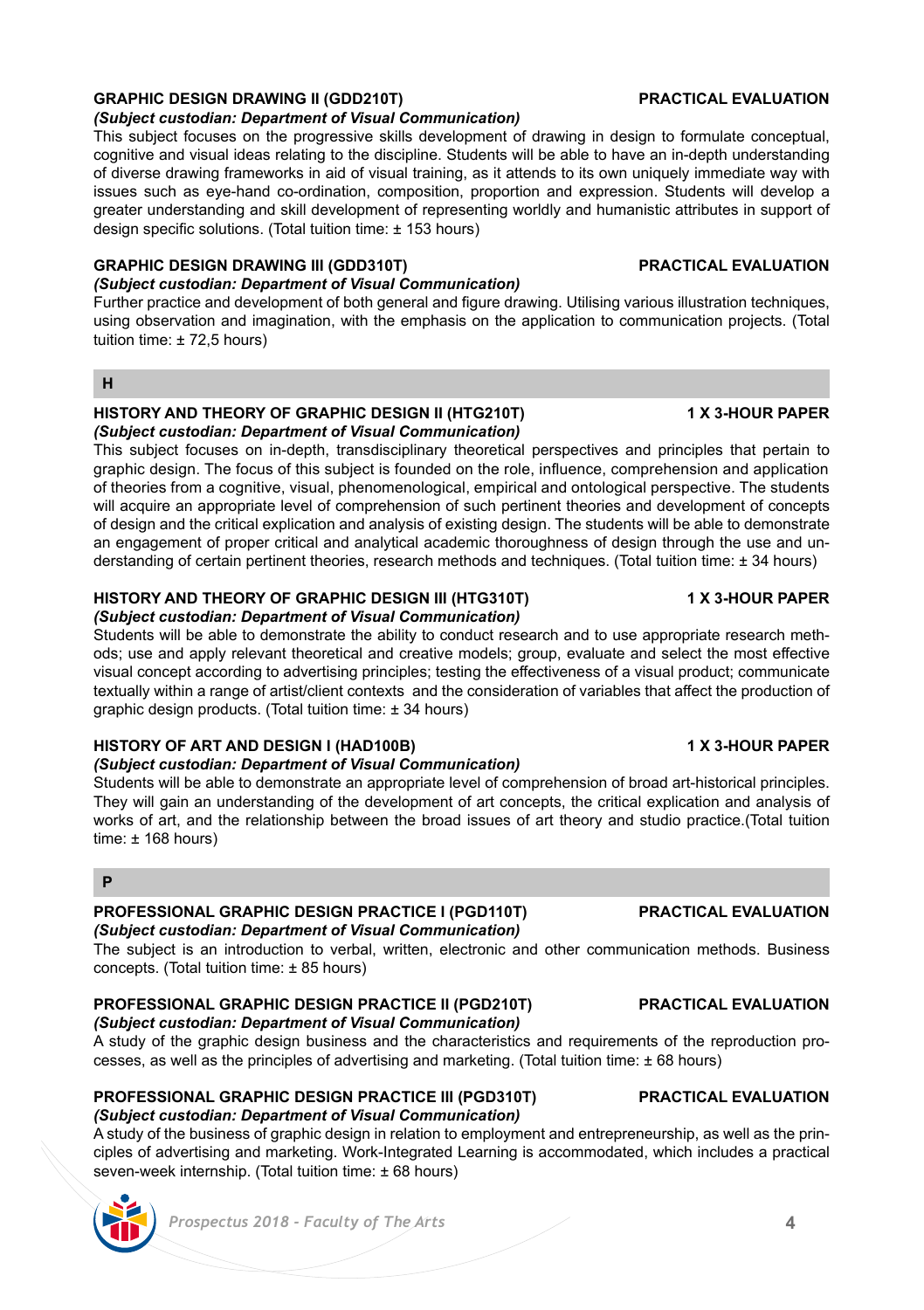**GRADE DESIGN DRAWING II (GDD210T)** **PRACTICAL EVALUATION**

**GRAPHIC DESIGN DRAWING II (GDD210T)** **PRACTICAL EVALUATION**

***(Subject custodian: Department of Visual Communication)***

This subject focuses on the progressive skills development of drawing in design to formulate conceptual, cognitive and visual ideas relating to the discipline. Students will be able to have an in-depth understanding of diverse drawing frameworks in aid of visual training, as it attends to its own uniquely immediate way with issues such as eye-hand co-ordination, composition, proportion and expression. Students will develop a greater understanding and skill development of representing worldly and humanistic attributes in support of design specific solutions. (Total tuition time: ± 153 hours)

**GRAPHIC DESIGN DRAWING III (GDD310T)** **PRACTICAL EVALUATION**

***(Subject custodian: Department of Visual Communication)***

Further practice and development of both general and figure drawing. Utilising various illustration techniques, using observation and imagination, with the emphasis on the application to communication projects. (Total tuition time: ± 72,5 hours)

## H

**HISTORY AND THEORY OF GRAPHIC DESIGN II (HTG210T)** **1 X 3-HOUR PAPER**

***(Subject custodian: Department of Visual Communication)***

This subject focuses on in-depth, transdisciplinary theoretical perspectives and principles that pertain to graphic design. The focus of this subject is founded on the role, influence, comprehension and application of theories from a cognitive, visual, phenomenological, empirical and ontological perspective. The students will acquire an appropriate level of comprehension of such pertinent theories and development of concepts of design and the critical explication and analysis of existing design. The students will be able to demonstrate an engagement of proper critical and analytical academic thoroughness of design through the use and understanding of certain pertinent theories, research methods and techniques. (Total tuition time: ± 34 hours)

**HISTORY AND THEORY OF GRAPHIC DESIGN III (HTG310T)** **1 X 3-HOUR PAPER**

***(Subject custodian: Department of Visual Communication)***

Students will be able to demonstrate the ability to conduct research and to use appropriate research methods; use and apply relevant theoretical and creative models; group, evaluate and select the most effective visual concept according to advertising principles; testing the effectiveness of a visual product; communicate textually within a range of artist/client contexts and the consideration of variables that affect the production of graphic design products. (Total tuition time: ± 34 hours)

**HISTORY OF ART AND DESIGN I (HAD100B)** **1 X 3-HOUR PAPER**

***(Subject custodian: Department of Visual Communication)***

Students will be able to demonstrate an appropriate level of comprehension of broad art-historical principles. They will gain an understanding of the development of art concepts, the critical explication and analysis of works of art, and the relationship between the broad issues of art theory and studio practice.(Total tuition time: ± 168 hours)

## P

**PROFESSIONAL GRAPHIC DESIGN PRACTICE I (PGD110T)** **PRACTICAL EVALUATION**

***(Subject custodian: Department of Visual Communication)***

The subject is an introduction to verbal, written, electronic and other communication methods. Business concepts. (Total tuition time: ± 85 hours)

**PROFESSIONAL GRAPHIC DESIGN PRACTICE II (PGD210T)** **PRACTICAL EVALUATION**

***(Subject custodian: Department of Visual Communication)***

A study of the graphic design business and the characteristics and requirements of the reproduction processes, as well as the principles of advertising and marketing. (Total tuition time: ± 68 hours)

**PROFESSIONAL GRAPHIC DESIGN PRACTICE III (PGD310T)** **PRACTICAL EVALUATION**

***(Subject custodian: Department of Visual Communication)***

A study of the business of graphic design in relation to employment and entrepreneurship, as well as the principles of advertising and marketing. Work-Integrated Learning is accommodated, which includes a practical seven-week internship. (Total tuition time: ± 68 hours)